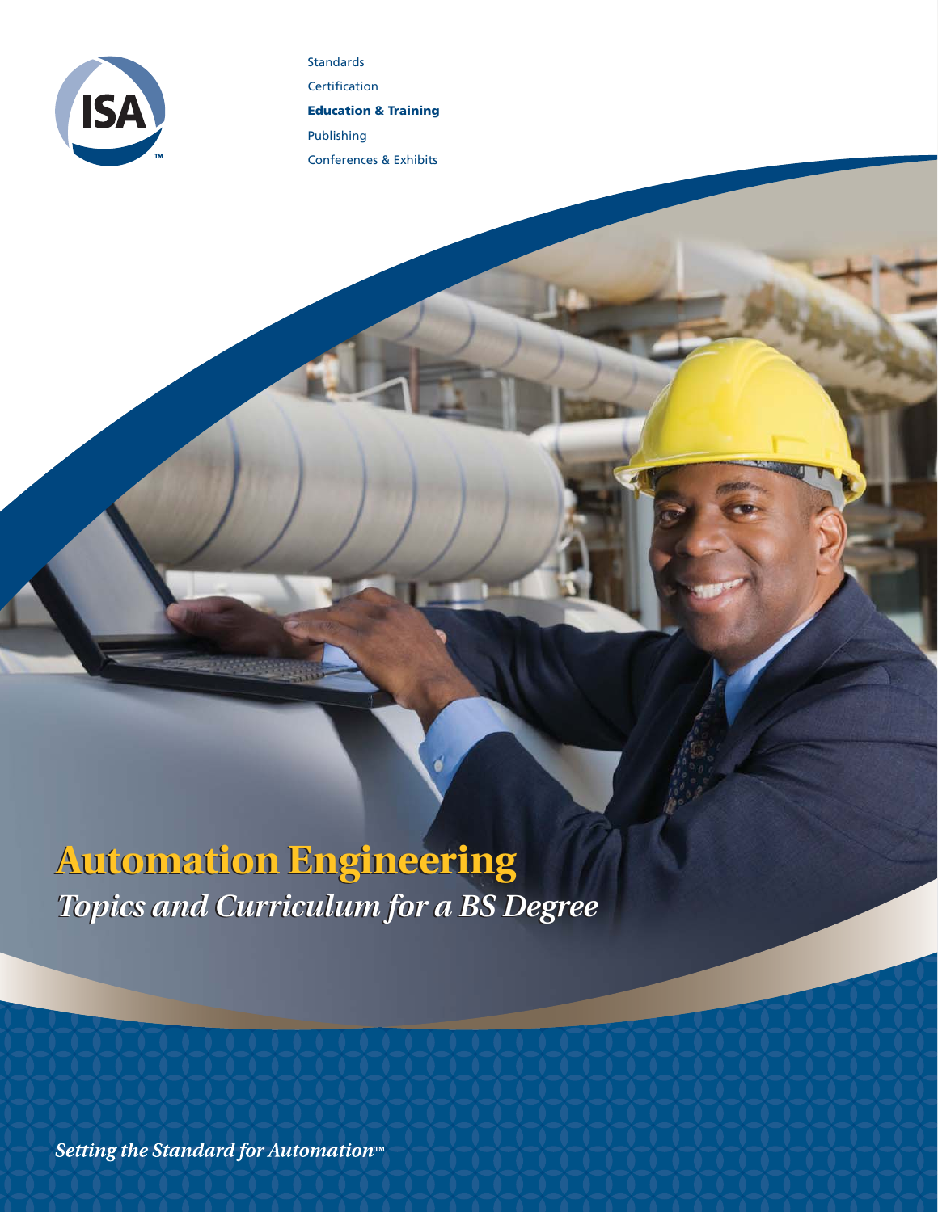Standards

Certification

**Education & Training**

Publishing

Conferences & Exhibits

# Automation Engineering

## *Topics and Curriculum for a BS Degree*

*Setting the Standard for Automation™*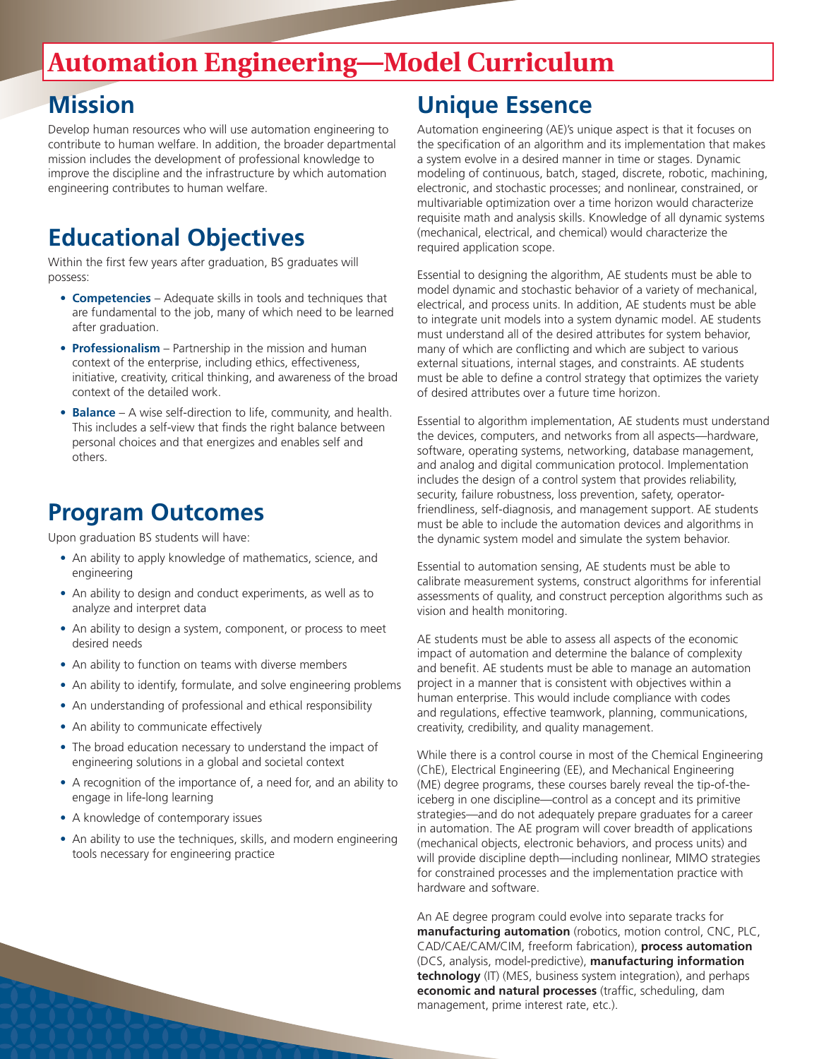# Automation Engineering—Model Curriculum

## Mission

Develop human resources who will use automation engineering to contribute to human welfare. In addition, the broader departmental mission includes the development of professional knowledge to improve the discipline and the infrastructure by which automation engineering contributes to human welfare.

## Educational Objectives

Within the first few years after graduation, BS graduates will possess:

- **Competencies** – Adequate skills in tools and techniques that are fundamental to the job, many of which need to be learned after graduation.
- **Professionalism** – Partnership in the mission and human context of the enterprise, including ethics, effectiveness, initiative, creativity, critical thinking, and awareness of the broad context of the detailed work.
- **Balance** – A wise self-direction to life, community, and health. This includes a self-view that finds the right balance between personal choices and that energizes and enables self and others.

## Program Outcomes

Upon graduation BS students will have:

- An ability to apply knowledge of mathematics, science, and engineering
- An ability to design and conduct experiments, as well as to analyze and interpret data
- An ability to design a system, component, or process to meet desired needs
- An ability to function on teams with diverse members
- An ability to identify, formulate, and solve engineering problems
- An understanding of professional and ethical responsibility
- An ability to communicate effectively
- The broad education necessary to understand the impact of engineering solutions in a global and societal context
- A recognition of the importance of, a need for, and an ability to engage in life-long learning
- A knowledge of contemporary issues
- An ability to use the techniques, skills, and modern engineering tools necessary for engineering practice

## Unique Essence

Automation engineering (AE)'s unique aspect is that it focuses on the specification of an algorithm and its implementation that makes a system evolve in a desired manner in time or stages. Dynamic modeling of continuous, batch, staged, discrete, robotic, machining, electronic, and stochastic processes; and nonlinear, constrained, or multivariable optimization over a time horizon would characterize requisite math and analysis skills. Knowledge of all dynamic systems (mechanical, electrical, and chemical) would characterize the required application scope.

Essential to designing the algorithm, AE students must be able to model dynamic and stochastic behavior of a variety of mechanical, electrical, and process units. In addition, AE students must be able to integrate unit models into a system dynamic model. AE students must understand all of the desired attributes for system behavior, many of which are conflicting and which are subject to various external situations, internal stages, and constraints. AE students must be able to define a control strategy that optimizes the variety of desired attributes over a future time horizon.

Essential to algorithm implementation, AE students must understand the devices, computers, and networks from all aspects—hardware, software, operating systems, networking, database management, and analog and digital communication protocol. Implementation includes the design of a control system that provides reliability, security, failure robustness, loss prevention, safety, operator-friendliness, self-diagnosis, and management support. AE students must be able to include the automation devices and algorithms in the dynamic system model and simulate the system behavior.

Essential to automation sensing, AE students must be able to calibrate measurement systems, construct algorithms for inferential assessments of quality, and construct perception algorithms such as vision and health monitoring.

AE students must be able to assess all aspects of the economic impact of automation and determine the balance of complexity and benefit. AE students must be able to manage an automation project in a manner that is consistent with objectives within a human enterprise. This would include compliance with codes and regulations, effective teamwork, planning, communications, creativity, credibility, and quality management.

While there is a control course in most of the Chemical Engineering (ChE), Electrical Engineering (EE), and Mechanical Engineering (ME) degree programs, these courses barely reveal the tip-of-the-iceberg in one discipline—control as a concept and its primitive strategies—and do not adequately prepare graduates for a career in automation. The AE program will cover breadth of applications (mechanical objects, electronic behaviors, and process units) and will provide discipline depth—including nonlinear, MIMO strategies for constrained processes and the implementation practice with hardware and software.

An AE degree program could evolve into separate tracks for **manufacturing automation** (robotics, motion control, CNC, PLC, CAD/CAE/CAM/CIM, freeform fabrication), **process automation** (DCS, analysis, model-predictive), **manufacturing information technology** (IT) (MES, business system integration), and perhaps **economic and natural processes** (traffic, scheduling, dam management, prime interest rate, etc.).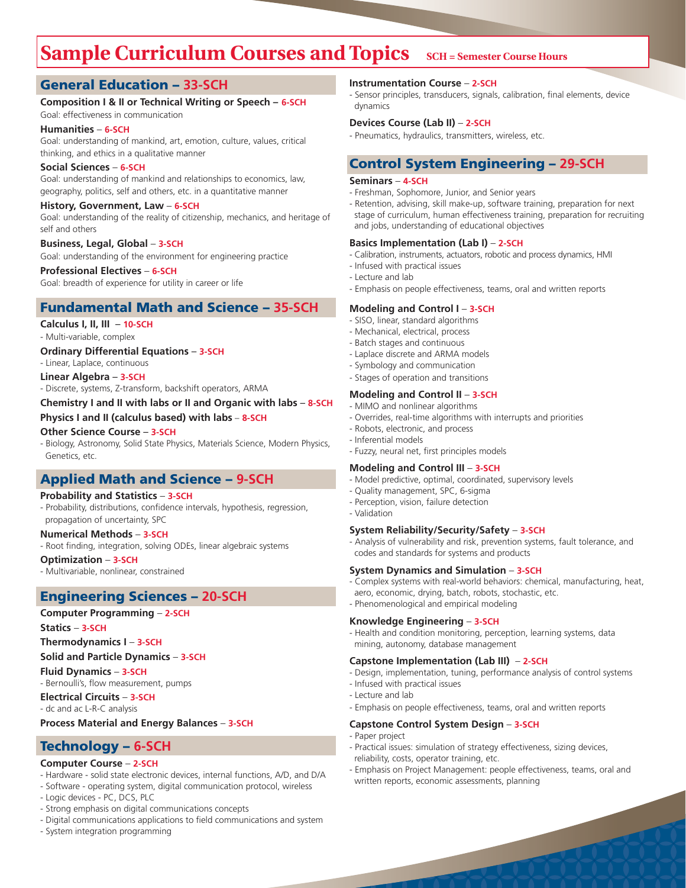# Sample Curriculum Courses and Topics

**SCH = Semester Course Hours**

## General Education – 33-SCH

**Composition I & II or Technical Writing or Speech – 6-SCH**
Goal: effectiveness in communication

**Humanities – 6-SCH**
Goal: understanding of mankind, art, emotion, culture, values, critical thinking, and ethics in a qualitative manner

**Social Sciences – 6-SCH**
Goal: understanding of mankind and relationships to economics, law, geography, politics, self and others, etc. in a quantitative manner

**History, Government, Law – 6-SCH**
Goal: understanding of the reality of citizenship, mechanics, and heritage of self and others

**Business, Legal, Global – 3-SCH**
Goal: understanding of the environment for engineering practice

**Professional Electives – 6-SCH**
Goal: breadth of experience for utility in career or life

## Fundamental Math and Science – 35-SCH

**Calculus I, II, III – 10-SCH**
- Multi-variable, complex

**Ordinary Differential Equations – 3-SCH**
- Linear, Laplace, continuous

**Linear Algebra – 3-SCH**
- Discrete, systems, Z-transform, backshift operators, ARMA

**Chemistry I and II with labs or II and Organic with labs – 8-SCH**

**Physics I and II (calculus based) with labs – 8-SCH**

**Other Science Course – 3-SCH**
- Biology, Astronomy, Solid State Physics, Materials Science, Modern Physics, Genetics, etc.

## Applied Math and Science – 9-SCH

**Probability and Statistics – 3-SCH**
- Probability, distributions, confidence intervals, hypothesis, regression, propagation of uncertainty, SPC

**Numerical Methods – 3-SCH**
- Root finding, integration, solving ODEs, linear algebraic systems

**Optimization – 3-SCH**
- Multivariable, nonlinear, constrained

## Engineering Sciences – 20-SCH

**Computer Programming – 2-SCH**

**Statics – 3-SCH**

**Thermodynamics I – 3-SCH**

**Solid and Particle Dynamics – 3-SCH**

**Fluid Dynamics – 3-SCH**
- Bernoulli's, flow measurement, pumps

**Electrical Circuits – 3-SCH**
- dc and ac L-R-C analysis

**Process Material and Energy Balances – 3-SCH**

## Technology – 6-SCH

**Computer Course – 2-SCH**
- Hardware - solid state electronic devices, internal functions, A/D, and D/A
- Software - operating system, digital communication protocol, wireless
- Logic devices - PC, DCS, PLC
- Strong emphasis on digital communications concepts
- Digital communications applications to field communications and system
- System integration programming

**Instrumentation Course – 2-SCH**
- Sensor principles, transducers, signals, calibration, final elements, device dynamics

**Devices Course (Lab II) – 2-SCH**
- Pneumatics, hydraulics, transmitters, wireless, etc.

## Control System Engineering – 29-SCH

**Seminars – 4-SCH**
- Freshman, Sophomore, Junior, and Senior years
- Retention, advising, skill make-up, software training, preparation for next stage of curriculum, human effectiveness training, preparation for recruiting and jobs, understanding of educational objectives

**Basics Implementation (Lab I) – 2-SCH**
- Calibration, instruments, actuators, robotic and process dynamics, HMI
- Infused with practical issues
- Lecture and lab
- Emphasis on people effectiveness, teams, oral and written reports

**Modeling and Control I – 3-SCH**
- SISO, linear, standard algorithms
- Mechanical, electrical, process
- Batch stages and continuous
- Laplace discrete and ARMA models
- Symbology and communication
- Stages of operation and transitions

**Modeling and Control II – 3-SCH**
- MIMO and nonlinear algorithms
- Overrides, real-time algorithms with interrupts and priorities
- Robots, electronic, and process
- Inferential models
- Fuzzy, neural net, first principles models

**Modeling and Control III – 3-SCH**
- Model predictive, optimal, coordinated, supervisory levels
- Quality management, SPC, 6-sigma
- Perception, vision, failure detection
- Validation

**System Reliability/Security/Safety – 3-SCH**
- Analysis of vulnerability and risk, prevention systems, fault tolerance, and codes and standards for systems and products

**System Dynamics and Simulation – 3-SCH**
- Complex systems with real-world behaviors: chemical, manufacturing, heat, aero, economic, drying, batch, robots, stochastic, etc.
- Phenomenological and empirical modeling

**Knowledge Engineering – 3-SCH**
- Health and condition monitoring, perception, learning systems, data mining, autonomy, database management

**Capstone Implementation (Lab III) – 2-SCH**
- Design, implementation, tuning, performance analysis of control systems
- Infused with practical issues
- Lecture and lab
- Emphasis on people effectiveness, teams, oral and written reports

**Capstone Control System Design – 3-SCH**
- Paper project
- Practical issues: simulation of strategy effectiveness, sizing devices, reliability, costs, operator training, etc.
- Emphasis on Project Management: people effectiveness, teams, oral and written reports, economic assessments, planning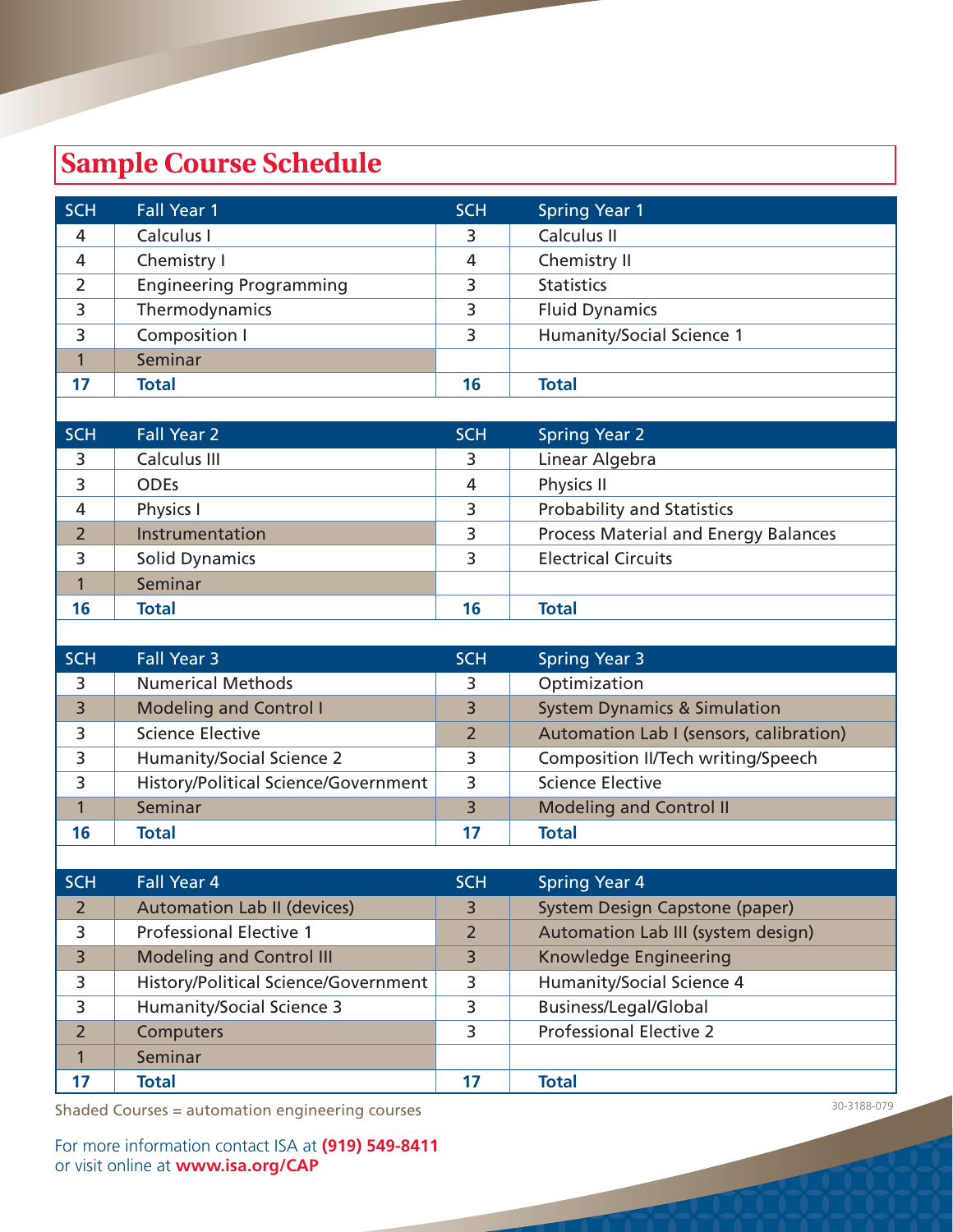## Sample Course Schedule

| SCH | Fall Year 1 | SCH | Spring Year 1 |
|---|---|---|---|
| 4 | Calculus I | 3 | Calculus II |
| 4 | Chemistry I | 4 | Chemistry II |
| 2 | Engineering Programming | 3 | Statistics |
| 3 | Thermodynamics | 3 | Fluid Dynamics |
| 3 | Composition I | 3 | Humanity/Social Science 1 |
| 1 | Seminar | | |
| **17** | **Total** | **16** | **Total** |

| SCH | Fall Year 2 | SCH | Spring Year 2 |
|---|---|---|---|
| 3 | Calculus III | 3 | Linear Algebra |
| 3 | ODEs | 4 | Physics II |
| 4 | Physics I | 3 | Probability and Statistics |
| 2 | Instrumentation | 3 | Process Material and Energy Balances |
| 3 | Solid Dynamics | 3 | Electrical Circuits |
| 1 | Seminar | | |
| **16** | **Total** | **16** | **Total** |

| SCH | Fall Year 3 | SCH | Spring Year 3 |
|---|---|---|---|
| 3 | Numerical Methods | 3 | Optimization |
| 3 | Modeling and Control I | 3 | System Dynamics & Simulation |
| 3 | Science Elective | 2 | Automation Lab I (sensors, calibration) |
| 3 | Humanity/Social Science 2 | 3 | Composition II/Tech writing/Speech |
| 3 | History/Political Science/Government | 3 | Science Elective |
| 1 | Seminar | 3 | Modeling and Control II |
| **16** | **Total** | **17** | **Total** |

| SCH | Fall Year 4 | SCH | Spring Year 4 |
|---|---|---|---|
| 2 | Automation Lab II (devices) | 3 | System Design Capstone (paper) |
| 3 | Professional Elective 1 | 2 | Automation Lab III (system design) |
| 3 | Modeling and Control III | 3 | Knowledge Engineering |
| 3 | History/Political Science/Government | 3 | Humanity/Social Science 4 |
| 3 | Humanity/Social Science 3 | 3 | Business/Legal/Global |
| 2 | Computers | 3 | Professional Elective 2 |
| 1 | Seminar | | |
| **17** | **Total** | **17** | **Total** |

Shaded Courses = automation engineering courses

30-3188-079

For more information contact ISA at **(919) 549-8411**
or visit online at **www.isa.org/CAP**